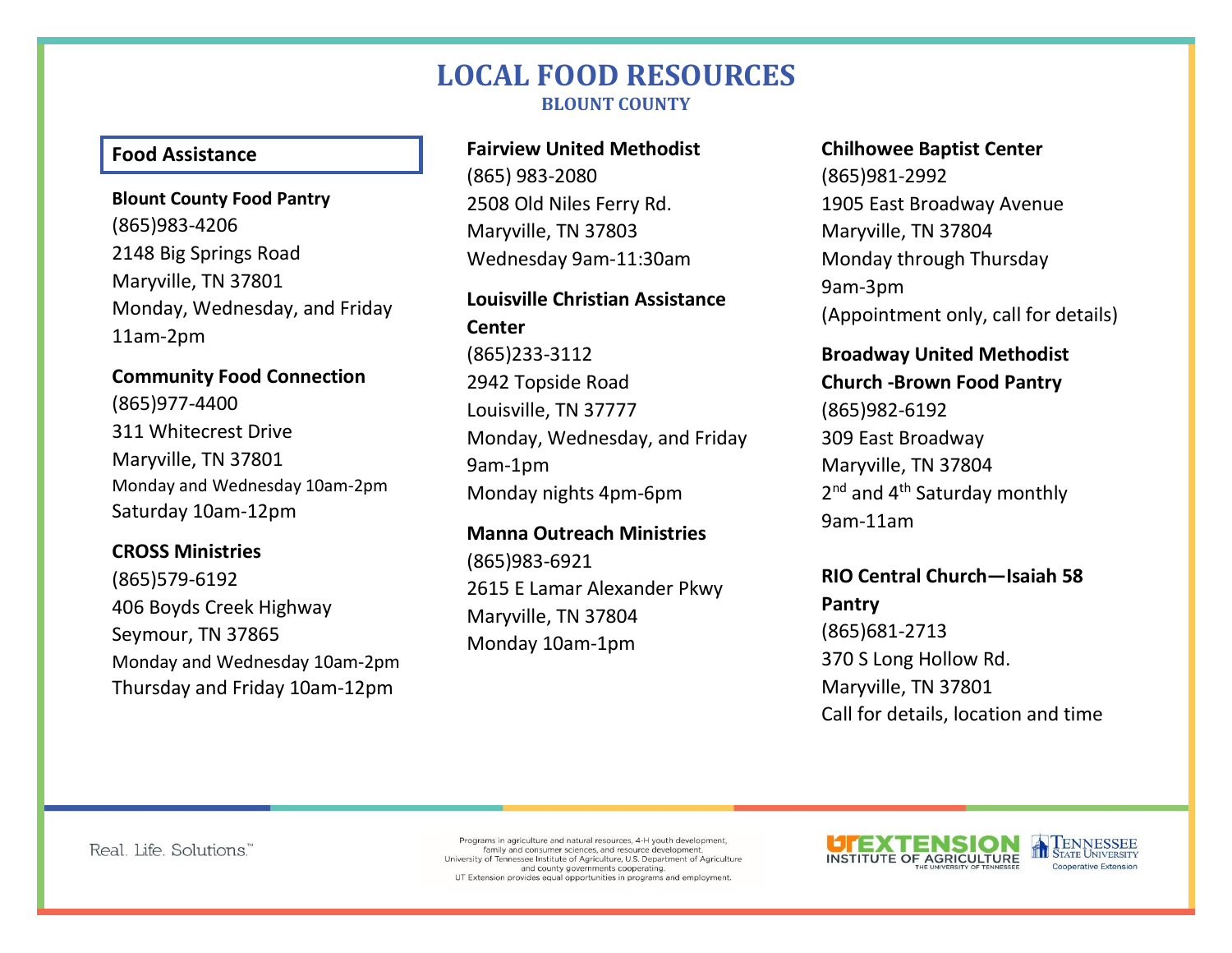# LOCAL FOOD RESOURCES

## BLOUNT COUNTY

### Food Assistance

**Blount County Food Pantry**
(865)983-4206
2148 Big Springs Road
Maryville, TN 37801
Monday, Wednesday, and Friday
11am-2pm

**Community Food Connection**
(865)977-4400
311 Whitecrest Drive
Maryville, TN 37801
Monday and Wednesday 10am-2pm
Saturday 10am-12pm

**CROSS Ministries**
(865)579-6192
406 Boyds Creek Highway
Seymour, TN 37865
Monday and Wednesday 10am-2pm
Thursday and Friday 10am-12pm

**Fairview United Methodist**
(865) 983-2080
2508 Old Niles Ferry Rd.
Maryville, TN 37803
Wednesday 9am-11:30am

**Louisville Christian Assistance Center**
(865)233-3112
2942 Topside Road
Louisville, TN 37777
Monday, Wednesday, and Friday
9am-1pm
Monday nights 4pm-6pm

**Manna Outreach Ministries**
(865)983-6921
2615 E Lamar Alexander Pkwy
Maryville, TN 37804
Monday 10am-1pm

**Chilhowee Baptist Center**
(865)981-2992
1905 East Broadway Avenue
Maryville, TN 37804
Monday through Thursday
9am-3pm
(Appointment only, call for details)

**Broadway United Methodist Church -Brown Food Pantry**
(865)982-6192
309 East Broadway
Maryville, TN 37804
2nd and 4th Saturday monthly
9am-11am

**RIO Central Church—Isaiah 58 Pantry**
(865)681-2713
370 S Long Hollow Rd.
Maryville, TN 37801
Call for details, location and time

Real. Life. Solutions.™

Programs in agriculture and natural resources, 4-H youth development, family and consumer sciences, and resource development. University of Tennessee Institute of Agriculture, U.S. Department of Agriculture and county governments cooperating. UT Extension provides equal opportunities in programs and employment.

UT EXTENSION INSTITUTE OF AGRICULTURE THE UNIVERSITY OF TENNESSEE

TENNESSEE STATE UNIVERSITY Cooperative Extension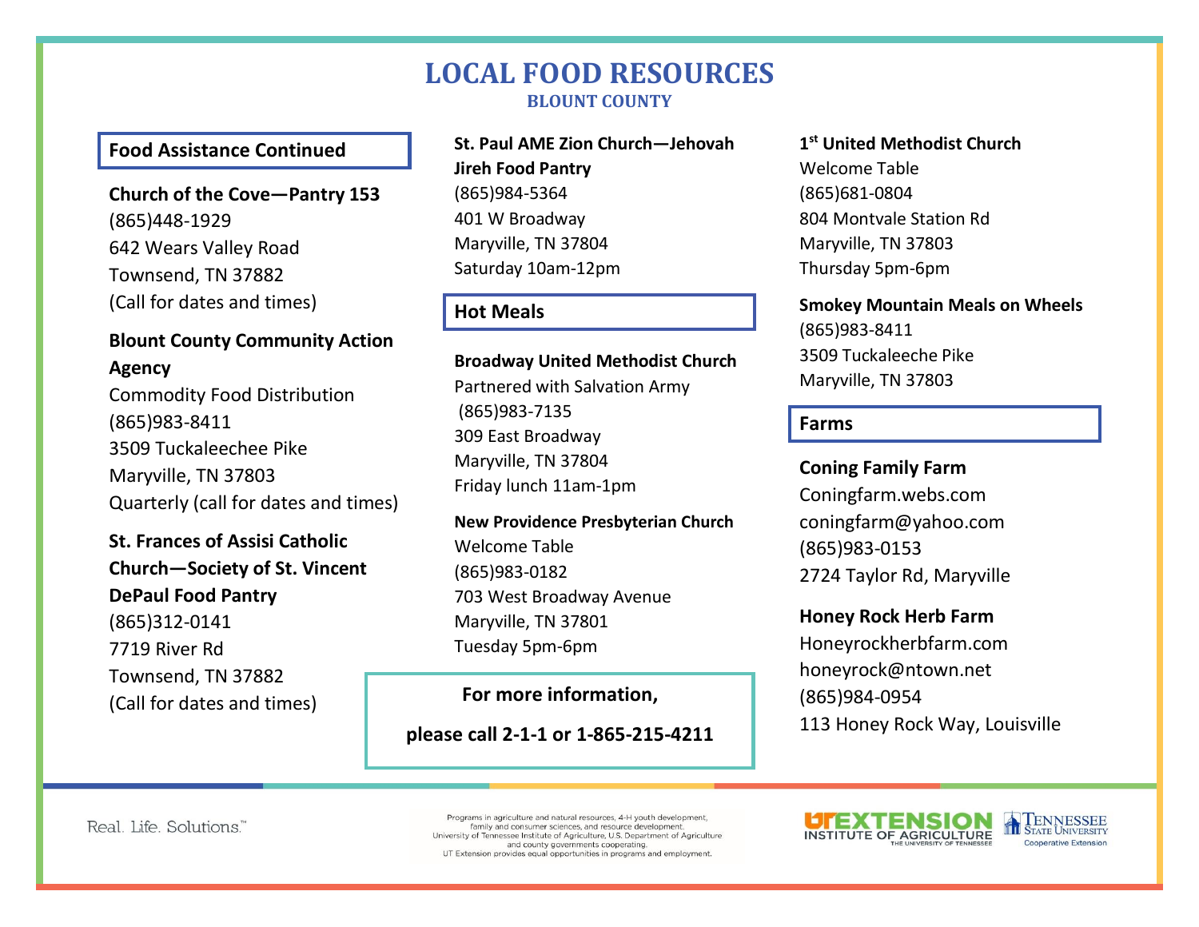# LOCAL FOOD RESOURCES

## BLOUNT COUNTY

### Food Assistance Continued

**Church of the Cove—Pantry 153**
(865)448-1929
642 Wears Valley Road
Townsend, TN 37882
(Call for dates and times)

**Blount County Community Action Agency**
Commodity Food Distribution
(865)983-8411
3509 Tuckaleechee Pike
Maryville, TN 37803
Quarterly (call for dates and times)

**St. Frances of Assisi Catholic Church—Society of St. Vincent DePaul Food Pantry**
(865)312-0141
7719 River Rd
Townsend, TN 37882
(Call for dates and times)

**St. Paul AME Zion Church—Jehovah Jireh Food Pantry**
(865)984-5364
401 W Broadway
Maryville, TN 37804
Saturday 10am-12pm

### Hot Meals

**Broadway United Methodist Church**
Partnered with Salvation Army
(865)983-7135
309 East Broadway
Maryville, TN 37804
Friday lunch 11am-1pm

**New Providence Presbyterian Church**
Welcome Table
(865)983-0182
703 West Broadway Avenue
Maryville, TN 37801
Tuesday 5pm-6pm

**1st United Methodist Church**
Welcome Table
(865)681-0804
804 Montvale Station Rd
Maryville, TN 37803
Thursday 5pm-6pm

**Smokey Mountain Meals on Wheels**
(865)983-8411
3509 Tuckaleeche Pike
Maryville, TN 37803

### Farms

**Coning Family Farm**
Coningfarm.webs.com
coningfarm@yahoo.com
(865)983-0153
2724 Taylor Rd, Maryville

**Honey Rock Herb Farm**
Honeyrockherbfarm.com
honeyrock@ntown.net
(865)984-0954
113 Honey Rock Way, Louisville

**For more information,**

**please call 2-1-1 or 1-865-215-4211**

Real. Life. Solutions.™

Programs in agriculture and natural resources, 4-H youth development, family and consumer sciences, and resource development. University of Tennessee Institute of Agriculture, U.S. Department of Agriculture and county governments cooperating. UT Extension provides equal opportunities in programs and employment.

UT EXTENSION INSTITUTE OF AGRICULTURE THE UNIVERSITY OF TENNESSEE

Tennessee State University Cooperative Extension